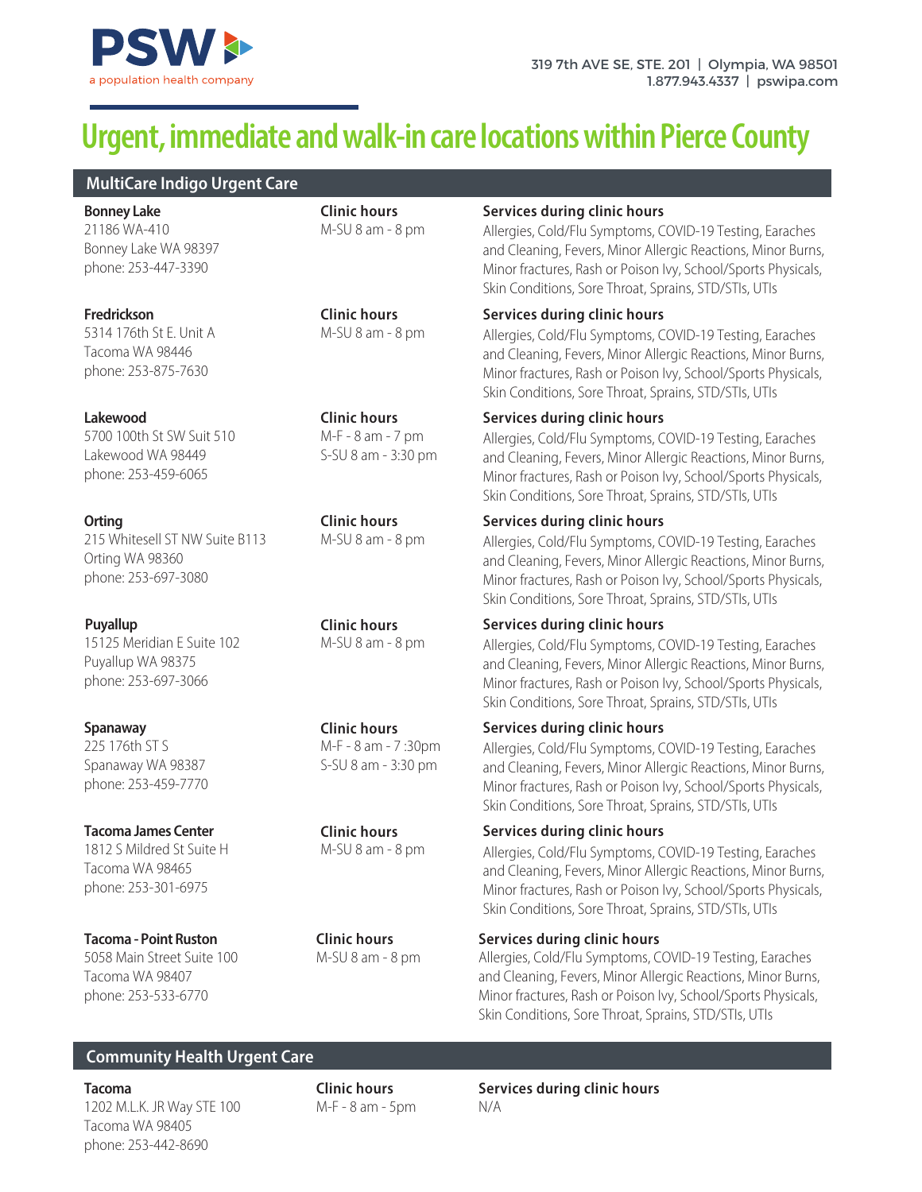**PSW** a population health company

319 7th AVE SE, STE. 201 | Olympia, WA 98501
1.877.943.4337 | pswipa.com

# Urgent, immediate and walk-in care locations within Pierce County

## MultiCare Indigo Urgent Care

**Bonney Lake**
21186 WA-410
Bonney Lake WA 98397
phone: 253-447-3390

**Clinic hours**
M-SU 8 am - 8 pm

**Services during clinic hours**
Allergies, Cold/Flu Symptoms, COVID-19 Testing, Earaches and Cleaning, Fevers, Minor Allergic Reactions, Minor Burns, Minor fractures, Rash or Poison Ivy, School/Sports Physicals, Skin Conditions, Sore Throat, Sprains, STD/STIs, UTIs

**Fredrickson**
5314 176th St E. Unit A
Tacoma WA 98446
phone: 253-875-7630

**Clinic hours**
M-SU 8 am - 8 pm

**Services during clinic hours**
Allergies, Cold/Flu Symptoms, COVID-19 Testing, Earaches and Cleaning, Fevers, Minor Allergic Reactions, Minor Burns, Minor fractures, Rash or Poison Ivy, School/Sports Physicals, Skin Conditions, Sore Throat, Sprains, STD/STIs, UTIs

**Lakewood**
5700 100th St SW Suit 510
Lakewood WA 98449
phone: 253-459-6065

**Clinic hours**
M-F - 8 am - 7 pm
S-SU 8 am - 3:30 pm

**Services during clinic hours**
Allergies, Cold/Flu Symptoms, COVID-19 Testing, Earaches and Cleaning, Fevers, Minor Allergic Reactions, Minor Burns, Minor fractures, Rash or Poison Ivy, School/Sports Physicals, Skin Conditions, Sore Throat, Sprains, STD/STIs, UTIs

**Orting**
215 Whitesell ST NW Suite B113
Orting WA 98360
phone: 253-697-3080

**Clinic hours**
M-SU 8 am - 8 pm

**Services during clinic hours**
Allergies, Cold/Flu Symptoms, COVID-19 Testing, Earaches and Cleaning, Fevers, Minor Allergic Reactions, Minor Burns, Minor fractures, Rash or Poison Ivy, School/Sports Physicals, Skin Conditions, Sore Throat, Sprains, STD/STIs, UTIs

**Puyallup**
15125 Meridian E Suite 102
Puyallup WA 98375
phone: 253-697-3066

**Clinic hours**
M-SU 8 am - 8 pm

**Services during clinic hours**
Allergies, Cold/Flu Symptoms, COVID-19 Testing, Earaches and Cleaning, Fevers, Minor Allergic Reactions, Minor Burns, Minor fractures, Rash or Poison Ivy, School/Sports Physicals, Skin Conditions, Sore Throat, Sprains, STD/STIs, UTIs

**Spanaway**
225 176th ST S
Spanaway WA 98387
phone: 253-459-7770

**Clinic hours**
M-F - 8 am - 7 :30pm
S-SU 8 am - 3:30 pm

**Services during clinic hours**
Allergies, Cold/Flu Symptoms, COVID-19 Testing, Earaches and Cleaning, Fevers, Minor Allergic Reactions, Minor Burns, Minor fractures, Rash or Poison Ivy, School/Sports Physicals, Skin Conditions, Sore Throat, Sprains, STD/STIs, UTIs

**Tacoma James Center**
1812 S Mildred St Suite H
Tacoma WA 98465
phone: 253-301-6975

**Clinic hours**
M-SU 8 am - 8 pm

**Services during clinic hours**
Allergies, Cold/Flu Symptoms, COVID-19 Testing, Earaches and Cleaning, Fevers, Minor Allergic Reactions, Minor Burns, Minor fractures, Rash or Poison Ivy, School/Sports Physicals, Skin Conditions, Sore Throat, Sprains, STD/STIs, UTIs

**Tacoma - Point Ruston**
5058 Main Street Suite 100
Tacoma WA 98407
phone: 253-533-6770

**Clinic hours**
M-SU 8 am - 8 pm

**Services during clinic hours**
Allergies, Cold/Flu Symptoms, COVID-19 Testing, Earaches and Cleaning, Fevers, Minor Allergic Reactions, Minor Burns, Minor fractures, Rash or Poison Ivy, School/Sports Physicals, Skin Conditions, Sore Throat, Sprains, STD/STIs, UTIs

## Community Health Urgent Care

**Tacoma**
1202 M.L.K. JR Way STE 100
Tacoma WA 98405
phone: 253-442-8690

**Clinic hours**
M-F - 8 am - 5pm

**Services during clinic hours**
N/A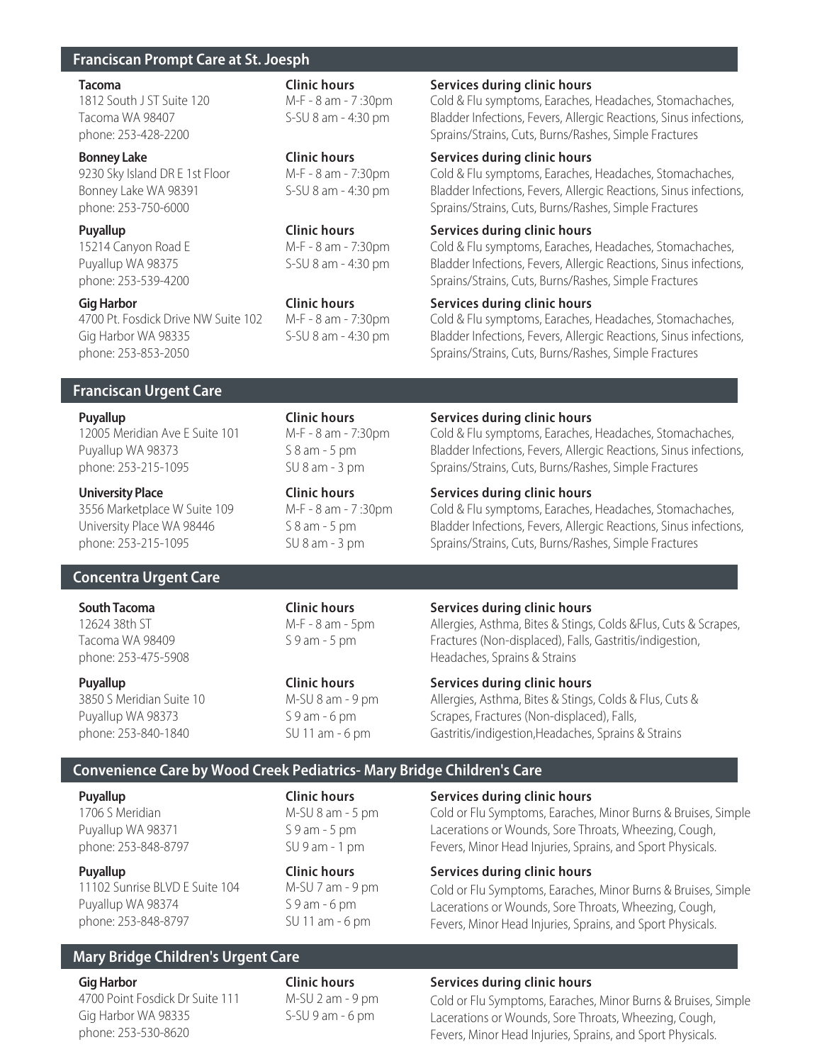## Franciscan Prompt Care at St. Joesph

**Tacoma**
1812 South J ST Suite 120
Tacoma WA 98407
phone: 253-428-2200

**Clinic hours**
M-F - 8 am - 7 :30pm
S-SU 8 am - 4:30 pm

**Services during clinic hours**
Cold & Flu symptoms, Earaches, Headaches, Stomachaches, Bladder Infections, Fevers, Allergic Reactions, Sinus infections, Sprains/Strains, Cuts, Burns/Rashes, Simple Fractures

**Bonney Lake**
9230 Sky Island DR E 1st Floor
Bonney Lake WA 98391
phone: 253-750-6000

**Clinic hours**
M-F - 8 am - 7:30pm
S-SU 8 am - 4:30 pm

**Services during clinic hours**
Cold & Flu symptoms, Earaches, Headaches, Stomachaches, Bladder Infections, Fevers, Allergic Reactions, Sinus infections, Sprains/Strains, Cuts, Burns/Rashes, Simple Fractures

**Puyallup**
15214 Canyon Road E
Puyallup WA 98375
phone: 253-539-4200

**Clinic hours**
M-F - 8 am - 7:30pm
S-SU 8 am - 4:30 pm

**Services during clinic hours**
Cold & Flu symptoms, Earaches, Headaches, Stomachaches, Bladder Infections, Fevers, Allergic Reactions, Sinus infections, Sprains/Strains, Cuts, Burns/Rashes, Simple Fractures

**Gig Harbor**
4700 Pt. Fosdick Drive NW Suite 102
Gig Harbor WA 98335
phone: 253-853-2050

**Clinic hours**
M-F - 8 am - 7:30pm
S-SU 8 am - 4:30 pm

**Services during clinic hours**
Cold & Flu symptoms, Earaches, Headaches, Stomachaches, Bladder Infections, Fevers, Allergic Reactions, Sinus infections, Sprains/Strains, Cuts, Burns/Rashes, Simple Fractures

## Franciscan Urgent Care

**Puyallup**
12005 Meridian Ave E Suite 101
Puyallup WA 98373
phone: 253-215-1095

**Clinic hours**
M-F - 8 am - 7:30pm
S 8 am - 5 pm
SU 8 am - 3 pm

**Services during clinic hours**
Cold & Flu symptoms, Earaches, Headaches, Stomachaches, Bladder Infections, Fevers, Allergic Reactions, Sinus infections, Sprains/Strains, Cuts, Burns/Rashes, Simple Fractures

**University Place**
3556 Marketplace W Suite 109
University Place WA 98446
phone: 253-215-1095

**Clinic hours**
M-F - 8 am - 7 :30pm
S 8 am - 5 pm
SU 8 am - 3 pm

**Services during clinic hours**
Cold & Flu symptoms, Earaches, Headaches, Stomachaches, Bladder Infections, Fevers, Allergic Reactions, Sinus infections, Sprains/Strains, Cuts, Burns/Rashes, Simple Fractures

## Concentra Urgent Care

**South Tacoma**
12624 38th ST
Tacoma WA 98409
phone: 253-475-5908

**Clinic hours**
M-F - 8 am - 5pm
S 9 am - 5 pm

**Services during clinic hours**
Allergies, Asthma, Bites & Stings, Colds &Flus, Cuts & Scrapes, Fractures (Non-displaced), Falls, Gastritis/indigestion, Headaches, Sprains & Strains

**Puyallup**
3850 S Meridian Suite 10
Puyallup WA 98373
phone: 253-840-1840

**Clinic hours**
M-SU 8 am - 9 pm
S 9 am - 6 pm
SU 11 am - 6 pm

**Services during clinic hours**
Allergies, Asthma, Bites & Stings, Colds & Flus, Cuts & Scrapes, Fractures (Non-displaced), Falls, Gastritis/indigestion,Headaches, Sprains & Strains

## Convenience Care by Wood Creek Pediatrics- Mary Bridge Children's Care

**Puyallup**
1706 S Meridian
Puyallup WA 98371
phone: 253-848-8797

**Clinic hours**
M-SU 8 am - 5 pm
S 9 am - 5 pm
SU 9 am - 1 pm

**Services during clinic hours**
Cold or Flu Symptoms, Earaches, Minor Burns & Bruises, Simple Lacerations or Wounds, Sore Throats, Wheezing, Cough, Fevers, Minor Head Injuries, Sprains, and Sport Physicals.

**Puyallup**
11102 Sunrise BLVD E Suite 104
Puyallup WA 98374
phone: 253-848-8797

**Clinic hours**
M-SU 7 am - 9 pm
S 9 am - 6 pm
SU 11 am - 6 pm

**Services during clinic hours**
Cold or Flu Symptoms, Earaches, Minor Burns & Bruises, Simple Lacerations or Wounds, Sore Throats, Wheezing, Cough, Fevers, Minor Head Injuries, Sprains, and Sport Physicals.

## Mary Bridge Children's Urgent Care

**Gig Harbor**
4700 Point Fosdick Dr Suite 111
Gig Harbor WA 98335
phone: 253-530-8620

**Clinic hours**
M-SU 2 am - 9 pm
S-SU 9 am - 6 pm

**Services during clinic hours**
Cold or Flu Symptoms, Earaches, Minor Burns & Bruises, Simple Lacerations or Wounds, Sore Throats, Wheezing, Cough, Fevers, Minor Head Injuries, Sprains, and Sport Physicals.